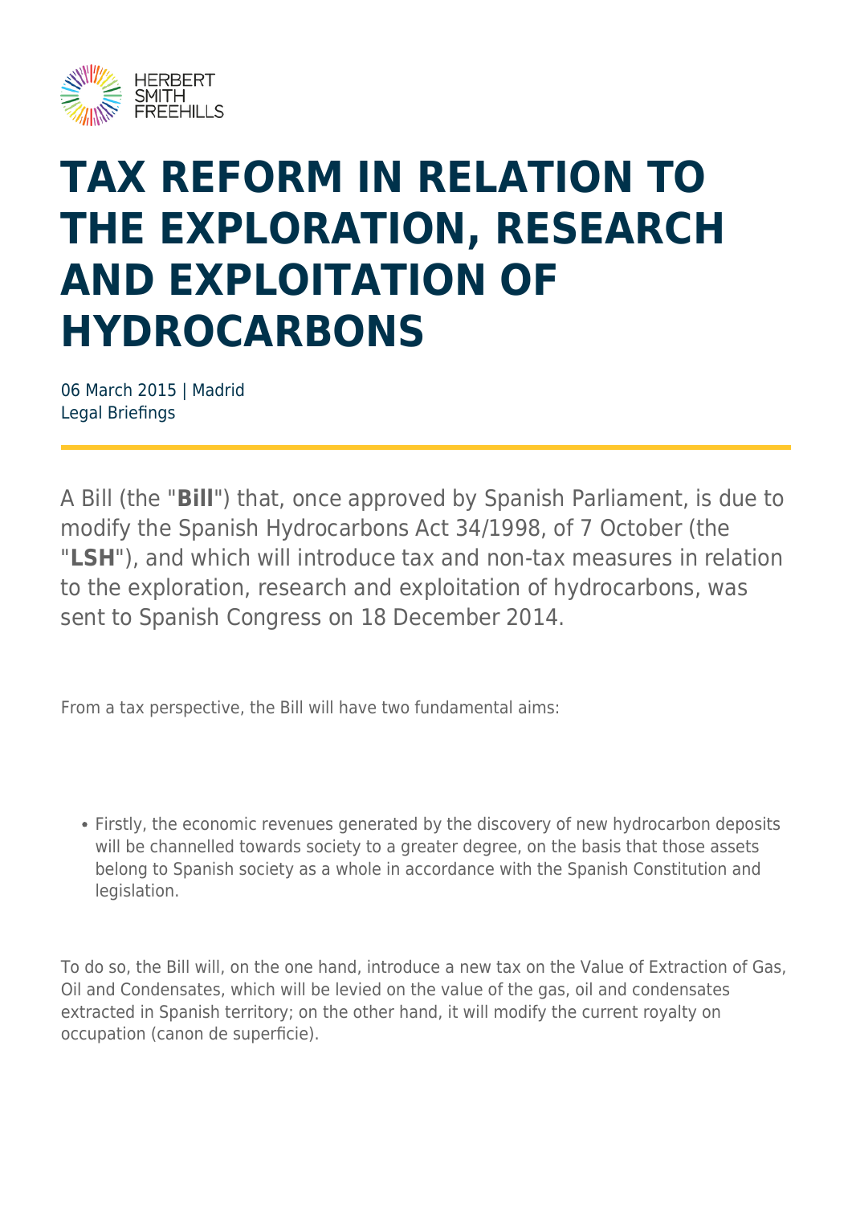HERBERT SMITH FREEHILLS

# TAX REFORM IN RELATION TO THE EXPLORATION, RESEARCH AND EXPLOITATION OF HYDROCARBONS

06 March 2015 | Madrid
Legal Briefings

A Bill (the "**Bill**") that, once approved by Spanish Parliament, is due to modify the Spanish Hydrocarbons Act 34/1998, of 7 October (the "**LSH**"), and which will introduce tax and non-tax measures in relation to the exploration, research and exploitation of hydrocarbons, was sent to Spanish Congress on 18 December 2014.

From a tax perspective, the Bill will have two fundamental aims:

- Firstly, the economic revenues generated by the discovery of new hydrocarbon deposits will be channelled towards society to a greater degree, on the basis that those assets belong to Spanish society as a whole in accordance with the Spanish Constitution and legislation.

To do so, the Bill will, on the one hand, introduce a new tax on the Value of Extraction of Gas, Oil and Condensates, which will be levied on the value of the gas, oil and condensates extracted in Spanish territory; on the other hand, it will modify the current royalty on occupation (canon de superficie).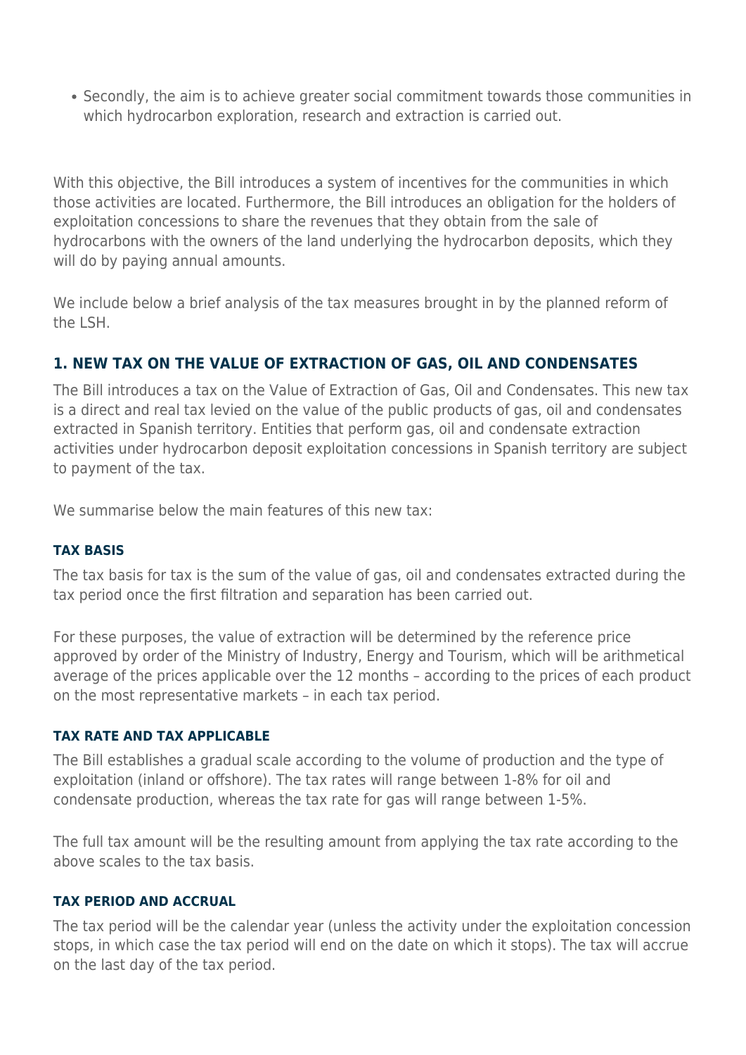- Secondly, the aim is to achieve greater social commitment towards those communities in which hydrocarbon exploration, research and extraction is carried out.

With this objective, the Bill introduces a system of incentives for the communities in which those activities are located. Furthermore, the Bill introduces an obligation for the holders of exploitation concessions to share the revenues that they obtain from the sale of hydrocarbons with the owners of the land underlying the hydrocarbon deposits, which they will do by paying annual amounts.

We include below a brief analysis of the tax measures brought in by the planned reform of the LSH.

## 1. NEW TAX ON THE VALUE OF EXTRACTION OF GAS, OIL AND CONDENSATES

The Bill introduces a tax on the Value of Extraction of Gas, Oil and Condensates. This new tax is a direct and real tax levied on the value of the public products of gas, oil and condensates extracted in Spanish territory. Entities that perform gas, oil and condensate extraction activities under hydrocarbon deposit exploitation concessions in Spanish territory are subject to payment of the tax.

We summarise below the main features of this new tax:

### TAX BASIS

The tax basis for tax is the sum of the value of gas, oil and condensates extracted during the tax period once the first filtration and separation has been carried out.

For these purposes, the value of extraction will be determined by the reference price approved by order of the Ministry of Industry, Energy and Tourism, which will be arithmetical average of the prices applicable over the 12 months – according to the prices of each product on the most representative markets – in each tax period.

### TAX RATE AND TAX APPLICABLE

The Bill establishes a gradual scale according to the volume of production and the type of exploitation (inland or offshore). The tax rates will range between 1-8% for oil and condensate production, whereas the tax rate for gas will range between 1-5%.

The full tax amount will be the resulting amount from applying the tax rate according to the above scales to the tax basis.

### TAX PERIOD AND ACCRUAL

The tax period will be the calendar year (unless the activity under the exploitation concession stops, in which case the tax period will end on the date on which it stops). The tax will accrue on the last day of the tax period.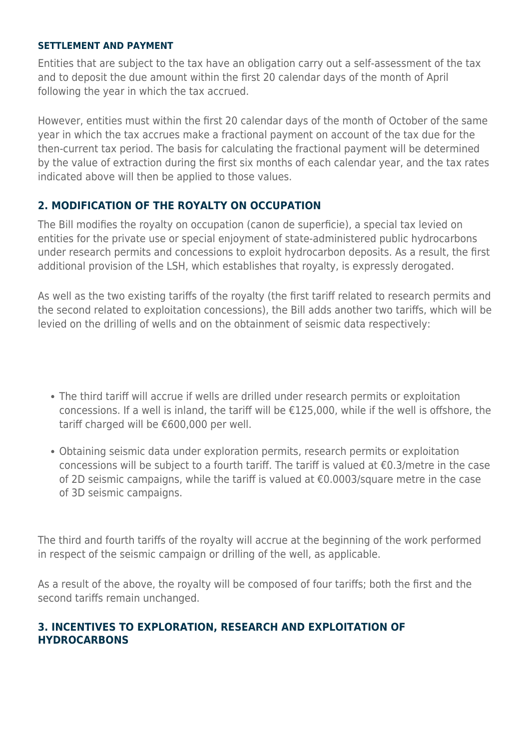#### SETTLEMENT AND PAYMENT

Entities that are subject to the tax have an obligation carry out a self-assessment of the tax and to deposit the due amount within the first 20 calendar days of the month of April following the year in which the tax accrued.

However, entities must within the first 20 calendar days of the month of October of the same year in which the tax accrues make a fractional payment on account of the tax due for the then-current tax period. The basis for calculating the fractional payment will be determined by the value of extraction during the first six months of each calendar year, and the tax rates indicated above will then be applied to those values.

### 2. MODIFICATION OF THE ROYALTY ON OCCUPATION

The Bill modifies the royalty on occupation (canon de superficie), a special tax levied on entities for the private use or special enjoyment of state-administered public hydrocarbons under research permits and concessions to exploit hydrocarbon deposits. As a result, the first additional provision of the LSH, which establishes that royalty, is expressly derogated.

As well as the two existing tariffs of the royalty (the first tariff related to research permits and the second related to exploitation concessions), the Bill adds another two tariffs, which will be levied on the drilling of wells and on the obtainment of seismic data respectively:

- The third tariff will accrue if wells are drilled under research permits or exploitation concessions. If a well is inland, the tariff will be €125,000, while if the well is offshore, the tariff charged will be €600,000 per well.
- Obtaining seismic data under exploration permits, research permits or exploitation concessions will be subject to a fourth tariff. The tariff is valued at €0.3/metre in the case of 2D seismic campaigns, while the tariff is valued at €0.0003/square metre in the case of 3D seismic campaigns.

The third and fourth tariffs of the royalty will accrue at the beginning of the work performed in respect of the seismic campaign or drilling of the well, as applicable.

As a result of the above, the royalty will be composed of four tariffs; both the first and the second tariffs remain unchanged.

### 3. INCENTIVES TO EXPLORATION, RESEARCH AND EXPLOITATION OF HYDROCARBONS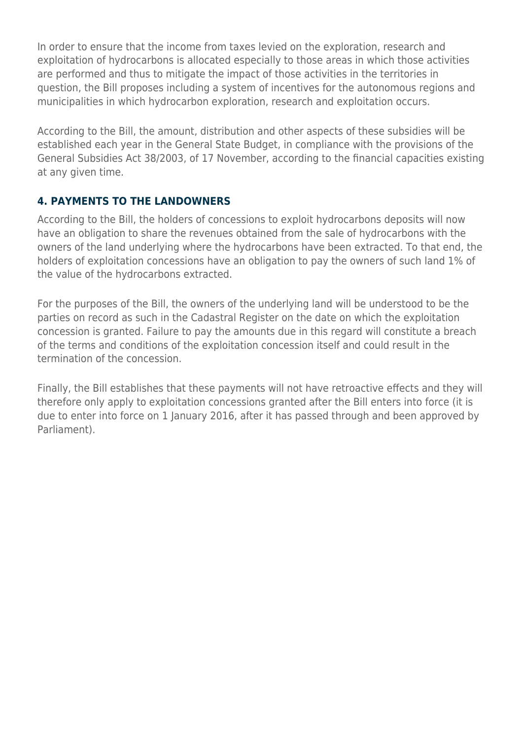In order to ensure that the income from taxes levied on the exploration, research and exploitation of hydrocarbons is allocated especially to those areas in which those activities are performed and thus to mitigate the impact of those activities in the territories in question, the Bill proposes including a system of incentives for the autonomous regions and municipalities in which hydrocarbon exploration, research and exploitation occurs.

According to the Bill, the amount, distribution and other aspects of these subsidies will be established each year in the General State Budget, in compliance with the provisions of the General Subsidies Act 38/2003, of 17 November, according to the financial capacities existing at any given time.

## 4. PAYMENTS TO THE LANDOWNERS

According to the Bill, the holders of concessions to exploit hydrocarbons deposits will now have an obligation to share the revenues obtained from the sale of hydrocarbons with the owners of the land underlying where the hydrocarbons have been extracted. To that end, the holders of exploitation concessions have an obligation to pay the owners of such land 1% of the value of the hydrocarbons extracted.

For the purposes of the Bill, the owners of the underlying land will be understood to be the parties on record as such in the Cadastral Register on the date on which the exploitation concession is granted. Failure to pay the amounts due in this regard will constitute a breach of the terms and conditions of the exploitation concession itself and could result in the termination of the concession.

Finally, the Bill establishes that these payments will not have retroactive effects and they will therefore only apply to exploitation concessions granted after the Bill enters into force (it is due to enter into force on 1 January 2016, after it has passed through and been approved by Parliament).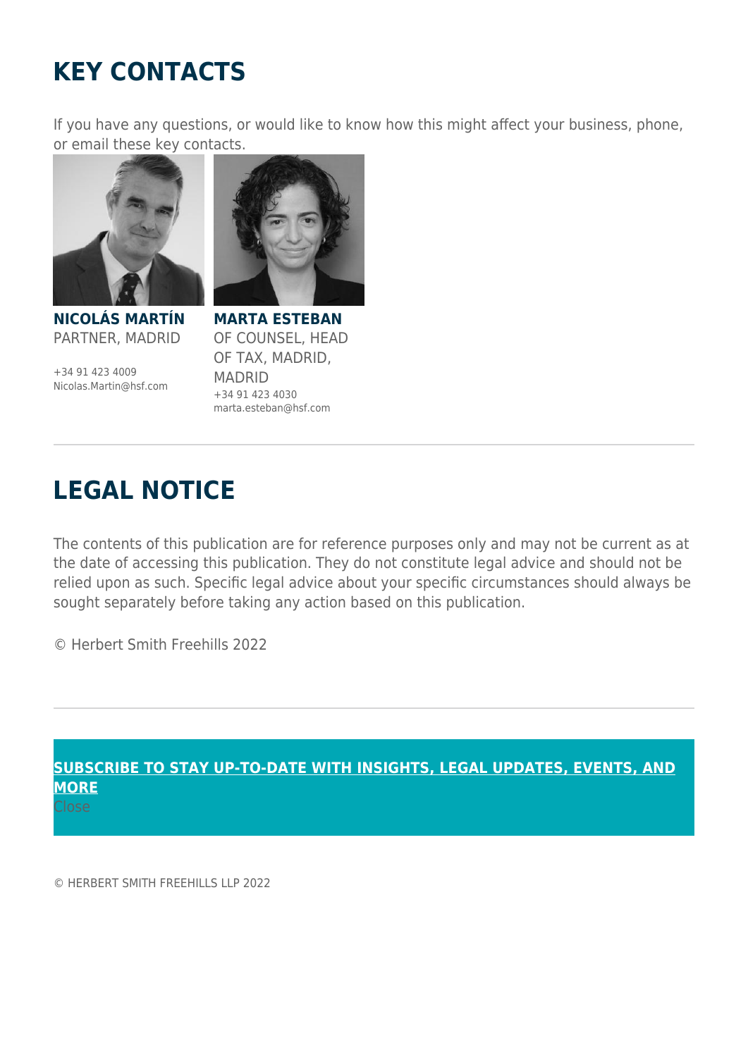## KEY CONTACTS

If you have any questions, or would like to know how this might affect your business, phone, or email these key contacts.

**NICOLÁS MARTÍN**
PARTNER, MADRID

+34 91 423 4009
Nicolas.Martin@hsf.com

**MARTA ESTEBAN**
OF COUNSEL, HEAD OF TAX, MADRID, MADRID
+34 91 423 4030
marta.esteban@hsf.com

## LEGAL NOTICE

The contents of this publication are for reference purposes only and may not be current as at the date of accessing this publication. They do not constitute legal advice and should not be relied upon as such. Specific legal advice about your specific circumstances should always be sought separately before taking any action based on this publication.

© Herbert Smith Freehills 2022

**SUBSCRIBE TO STAY UP-TO-DATE WITH INSIGHTS, LEGAL UPDATES, EVENTS, AND MORE**
Close

© HERBERT SMITH FREEHILLS LLP 2022